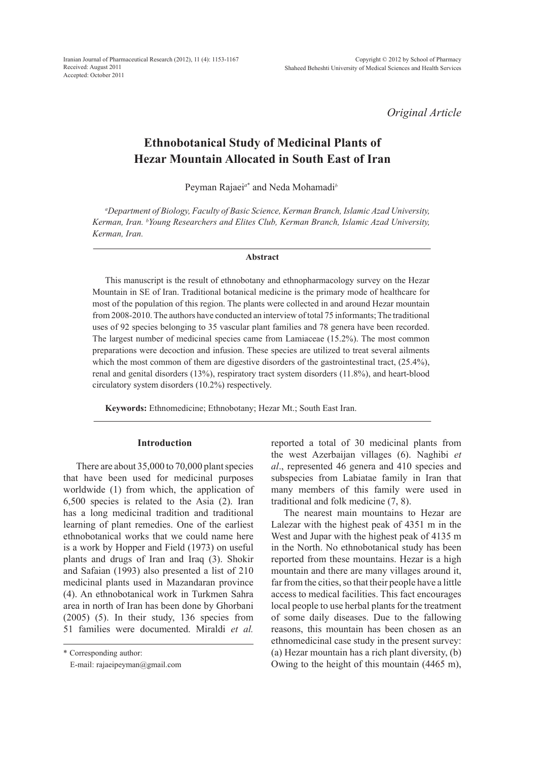Iranian Journal of Pharmaceutical Research (2012), 11 (4): 1153-1167
Received: August 2011
Accepted: October 2011

Copyright © 2012 by School of Pharmacy
Shaheed Beheshti University of Medical Sciences and Health Services

*Original Article*

# Ethnobotanical Study of Medicinal Plants of Hezar Mountain Allocated in South East of Iran

Peyman Rajaei[a*] and Neda Mohamadi[b]

[a]*Department of Biology, Faculty of Basic Science, Kerman Branch, Islamic Azad University, Kerman, Iran.* [b]*Young Researchers and Elites Club, Kerman Branch, Islamic Azad University, Kerman, Iran.*

## Abstract

This manuscript is the result of ethnobotany and ethnopharmacology survey on the Hezar Mountain in SE of Iran. Traditional botanical medicine is the primary mode of healthcare for most of the population of this region. The plants were collected in and around Hezar mountain from 2008-2010. The authors have conducted an interview of total 75 informants; The traditional uses of 92 species belonging to 35 vascular plant families and 78 genera have been recorded. The largest number of medicinal species came from Lamiaceae (15.2%). The most common preparations were decoction and infusion. These species are utilized to treat several ailments which the most common of them are digestive disorders of the gastrointestinal tract, (25.4%), renal and genital disorders (13%), respiratory tract system disorders (11.8%), and heart-blood circulatory system disorders (10.2%) respectively.

**Keywords:** Ethnomedicine; Ethnobotany; Hezar Mt.; South East Iran.

## Introduction

There are about 35,000 to 70,000 plant species that have been used for medicinal purposes worldwide (1) from which, the application of 6,500 species is related to the Asia (2). Iran has a long medicinal tradition and traditional learning of plant remedies. One of the earliest ethnobotanical works that we could name here is a work by Hopper and Field (1973) on useful plants and drugs of Iran and Iraq (3). Shokir and Safaian (1993) also presented a list of 210 medicinal plants used in Mazandaran province (4). An ethnobotanical work in Turkmen Sahra area in north of Iran has been done by Ghorbani (2005) (5). In their study, 136 species from 51 families were documented. Miraldi *et al.* reported a total of 30 medicinal plants from the west Azerbaijan villages (6). Naghibi *et al*., represented 46 genera and 410 species and subspecies from Labiatae family in Iran that many members of this family were used in traditional and folk medicine (7, 8).

The nearest main mountains to Hezar are Lalezar with the highest peak of 4351 m in the West and Jupar with the highest peak of 4135 m in the North. No ethnobotanical study has been reported from these mountains. Hezar is a high mountain and there are many villages around it, far from the cities, so that their people have a little access to medical facilities. This fact encourages local people to use herbal plants for the treatment of some daily diseases. Due to the fallowing reasons, this mountain has been chosen as an ethnomedicinal case study in the present survey: (a) Hezar mountain has a rich plant diversity, (b) Owing to the height of this mountain (4465 m),

\* Corresponding author:
E-mail: rajaeipeyman@gmail.com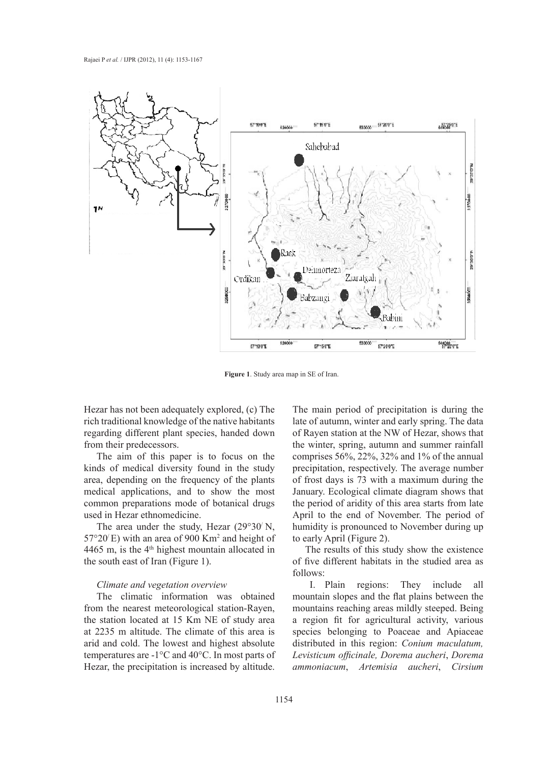**Figure 1**. Study area map in SE of Iran.

Hezar has not been adequately explored, (c) The rich traditional knowledge of the native habitants regarding different plant species, handed down from their predecessors.

The aim of this paper is to focus on the kinds of medical diversity found in the study area, depending on the frequency of the plants medical applications, and to show the most common preparations mode of botanical drugs used in Hezar ethnomedicine.

The area under the study, Hezar (29°30′ N, 57°20′ E) with an area of 900 Km$^2$ and height of 4465 m, is the 4$^{th}$ highest mountain allocated in the south east of Iran (Figure 1).

*Climate and vegetation overview*

The climatic information was obtained from the nearest meteorological station-Rayen, the station located at 15 Km NE of study area at 2235 m altitude. The climate of this area is arid and cold. The lowest and highest absolute temperatures are -1°C and 40°C. In most parts of Hezar, the precipitation is increased by altitude. The main period of precipitation is during the late of autumn, winter and early spring. The data of Rayen station at the NW of Hezar, shows that the winter, spring, autumn and summer rainfall comprises 56%, 22%, 32% and 1% of the annual precipitation, respectively. The average number of frost days is 73 with a maximum during the January. Ecological climate diagram shows that the period of aridity of this area starts from late April to the end of November. The period of humidity is pronounced to November during up to early April (Figure 2).

The results of this study show the existence of five different habitats in the studied area as follows:

I. Plain regions: They include all mountain slopes and the flat plains between the mountains reaching areas mildly steeped. Being a region fit for agricultural activity, various species belonging to Poaceae and Apiaceae distributed in this region: *Conium maculatum, Levisticum officinale, Dorema aucheri*, *Dorema ammoniacum*, *Artemisia aucheri*, *Cirsium*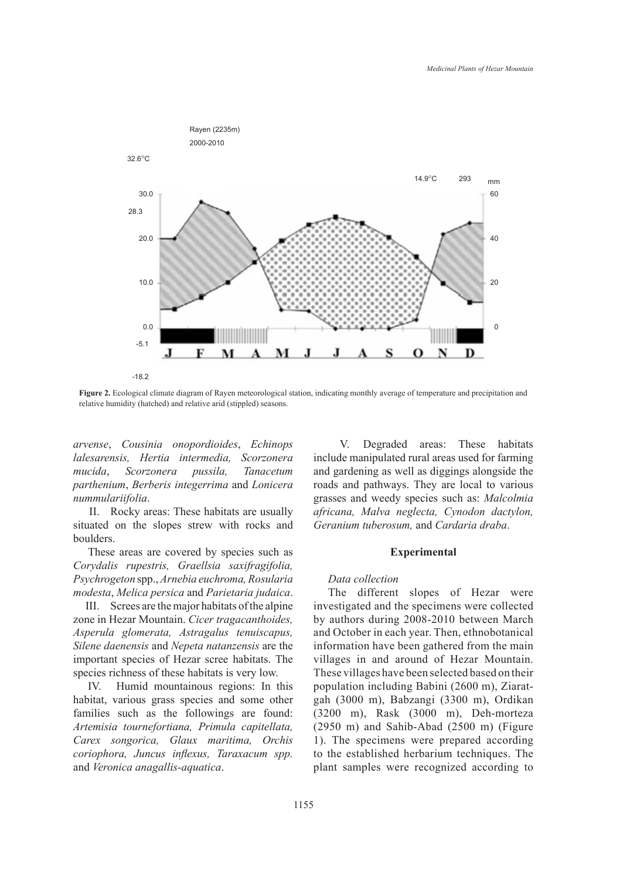Rayen (2235m)
2000-2010

Figure 2. Ecological climate diagram of Rayen meteorological station, indicating monthly average of temperature and precipitation and relative humidity (hatched) and relative arid (stippled) seasons.

*arvense*, *Cousinia onopordioides*, *Echinops lalesarensis, Hertia intermedia, Scorzonera mucida*, *Scorzonera pussila, Tanacetum parthenium*, *Berberis integerrima* and *Lonicera nummulariifolia*.

II. Rocky areas: These habitats are usually situated on the slopes strew with rocks and boulders.

These areas are covered by species such as *Corydalis rupestris, Graellsia saxifragifolia, Psychrogeton* spp., *Arnebia euchroma, Rosularia modesta*, *Melica persica* and *Parietaria judaica*.

III. Screes are the major habitats of the alpine zone in Hezar Mountain. *Cicer tragacanthoides, Asperula glomerata, Astragalus tenuiscapus, Silene daenensis* and *Nepeta natanzensis* are the important species of Hezar scree habitats. The species richness of these habitats is very low.

IV. Humid mountainous regions: In this habitat, various grass species and some other families such as the followings are found: *Artemisia tournefortiana, Primula capitellata, Carex songorica, Glaux maritima, Orchis coriophora, Juncus inflexus, Taraxacum spp.* and *Veronica anagallis-aquatica*.

V. Degraded areas: These habitats include manipulated rural areas used for farming and gardening as well as diggings alongside the roads and pathways. They are local to various grasses and weedy species such as: *Malcolmia africana, Malva neglecta, Cynodon dactylon, Geranium tuberosum,* and *Cardaria draba*.

## Experimental

*Data collection*

The different slopes of Hezar were investigated and the specimens were collected by authors during 2008-2010 between March and October in each year. Then, ethnobotanical information have been gathered from the main villages in and around of Hezar Mountain. These villages have been selected based on their population including Babini (2600 m), Ziarat-gah (3000 m), Babzangi (3300 m), Ordikan (3200 m), Rask (3000 m), Deh-morteza (2950 m) and Sahib-Abad (2500 m) (Figure 1). The specimens were prepared according to the established herbarium techniques. The plant samples were recognized according to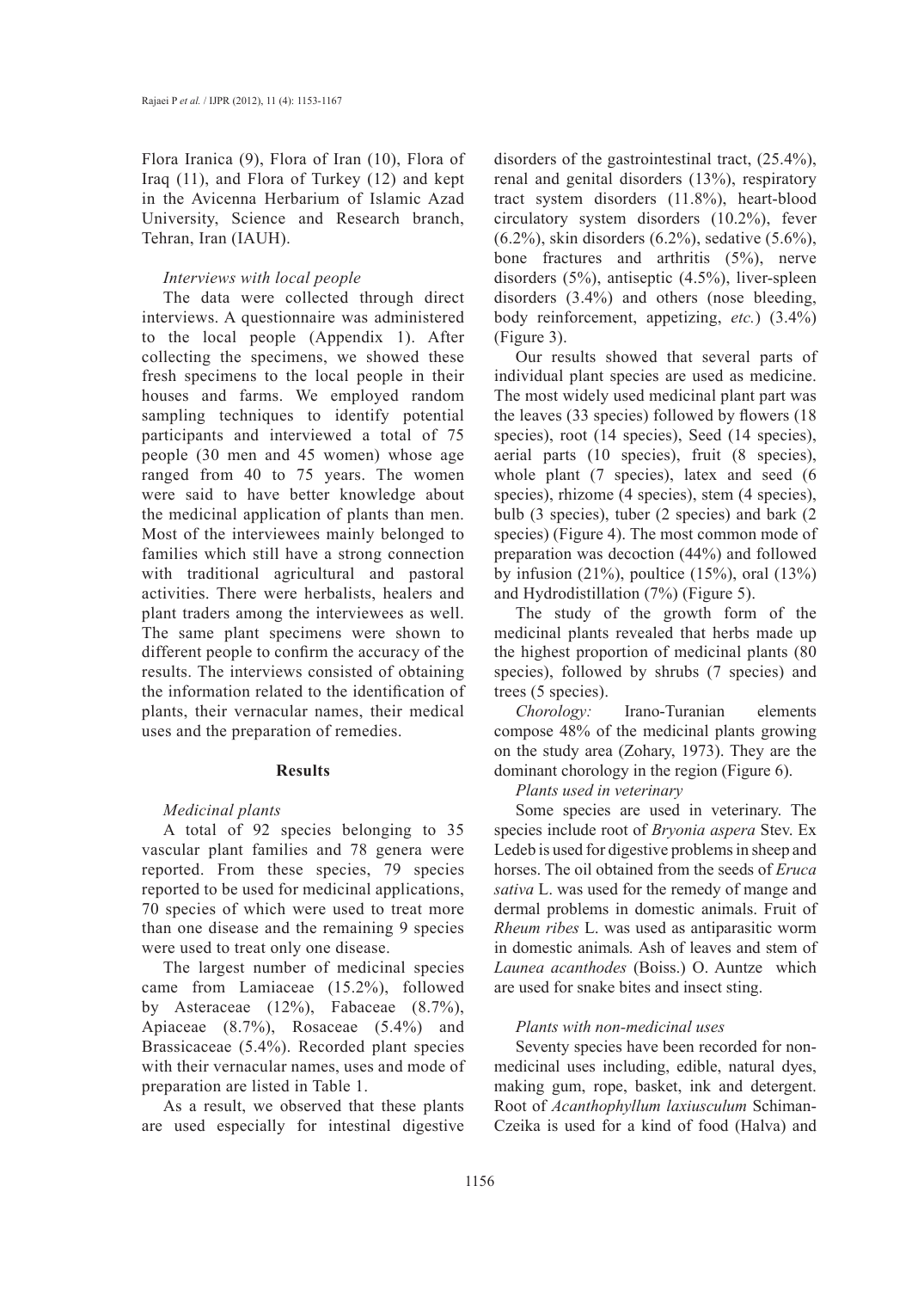Flora Iranica (9), Flora of Iran (10), Flora of Iraq (11), and Flora of Turkey (12) and kept in the Avicenna Herbarium of Islamic Azad University, Science and Research branch, Tehran, Iran (IAUH).

*Interviews with local people*

The data were collected through direct interviews. A questionnaire was administered to the local people (Appendix 1). After collecting the specimens, we showed these fresh specimens to the local people in their houses and farms. We employed random sampling techniques to identify potential participants and interviewed a total of 75 people (30 men and 45 women) whose age ranged from 40 to 75 years. The women were said to have better knowledge about the medicinal application of plants than men. Most of the interviewees mainly belonged to families which still have a strong connection with traditional agricultural and pastoral activities. There were herbalists, healers and plant traders among the interviewees as well. The same plant specimens were shown to different people to confirm the accuracy of the results. The interviews consisted of obtaining the information related to the identification of plants, their vernacular names, their medical uses and the preparation of remedies.

## Results

*Medicinal plants*

A total of 92 species belonging to 35 vascular plant families and 78 genera were reported. From these species, 79 species reported to be used for medicinal applications, 70 species of which were used to treat more than one disease and the remaining 9 species were used to treat only one disease.

The largest number of medicinal species came from Lamiaceae (15.2%), followed by Asteraceae (12%), Fabaceae (8.7%), Apiaceae (8.7%), Rosaceae (5.4%) and Brassicaceae (5.4%). Recorded plant species with their vernacular names, uses and mode of preparation are listed in Table 1.

As a result, we observed that these plants are used especially for intestinal digestive disorders of the gastrointestinal tract, (25.4%), renal and genital disorders (13%), respiratory tract system disorders (11.8%), heart-blood circulatory system disorders (10.2%), fever (6.2%), skin disorders (6.2%), sedative (5.6%), bone fractures and arthritis (5%), nerve disorders (5%), antiseptic (4.5%), liver-spleen disorders (3.4%) and others (nose bleeding, body reinforcement, appetizing, *etc.*) (3.4%) (Figure 3).

Our results showed that several parts of individual plant species are used as medicine. The most widely used medicinal plant part was the leaves (33 species) followed by flowers (18 species), root (14 species), Seed (14 species), aerial parts (10 species), fruit (8 species), whole plant (7 species), latex and seed (6 species), rhizome (4 species), stem (4 species), bulb (3 species), tuber (2 species) and bark (2 species) (Figure 4). The most common mode of preparation was decoction (44%) and followed by infusion (21%), poultice (15%), oral (13%) and Hydrodistillation (7%) (Figure 5).

The study of the growth form of the medicinal plants revealed that herbs made up the highest proportion of medicinal plants (80 species), followed by shrubs (7 species) and trees (5 species).

*Chorology:* Irano-Turanian elements compose 48% of the medicinal plants growing on the study area (Zohary, 1973). They are the dominant chorology in the region (Figure 6).

*Plants used in veterinary*

Some species are used in veterinary. The species include root of *Bryonia aspera* Stev. Ex Ledeb is used for digestive problems in sheep and horses. The oil obtained from the seeds of *Eruca sativa* L. was used for the remedy of mange and dermal problems in domestic animals. Fruit of *Rheum ribes* L. was used as antiparasitic worm in domestic animals*.* Ash of leaves and stem of *Launea acanthodes* (Boiss.) O. Auntze which are used for snake bites and insect sting.

*Plants with non-medicinal uses*

Seventy species have been recorded for non-medicinal uses including, edible, natural dyes, making gum, rope, basket, ink and detergent. Root of *Acanthophyllum laxiusculum* Schiman-Czeika is used for a kind of food (Halva) and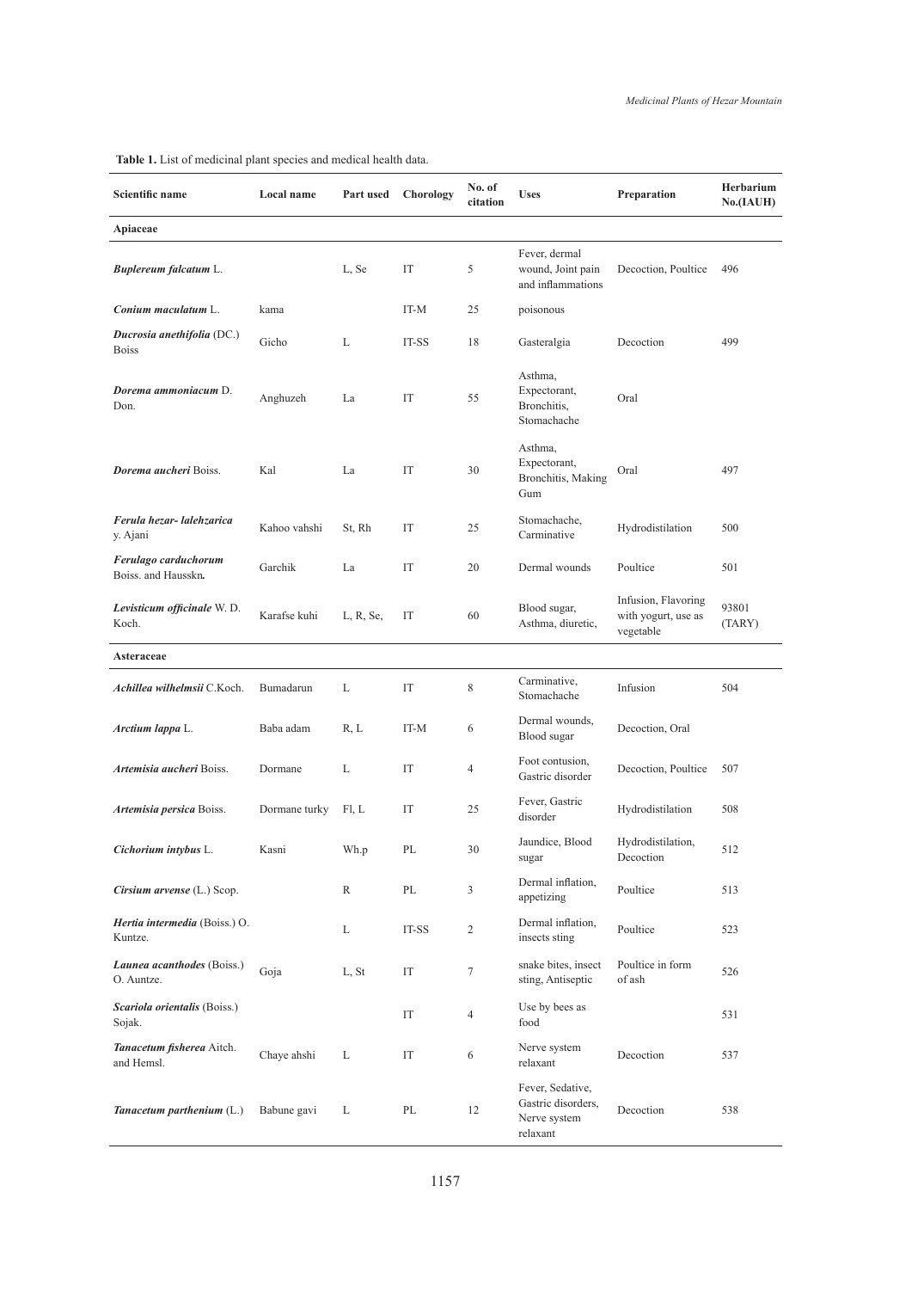**Table 1.** List of medicinal plant species and medical health data.

| Scientific name | Local name | Part used | Chorology | No. of citation | Uses | Preparation | Herbarium No.(IAUH) |
|---|---|---|---|---|---|---|---|
| **Apiaceae** | | | | | | | |
| ***Buplereum falcatum*** L. | | L, Se | IT | 5 | Fever, dermal wound, Joint pain and inflammations | Decoction, Poultice | 496 |
| ***Conium maculatum*** L. | kama | | IT-M | 25 | poisonous | | |
| ***Ducrosia anethifolia*** (DC.) Boiss | Gicho | L | IT-SS | 18 | Gasteralgia | Decoction | 499 |
| ***Dorema ammoniacum*** D. Don. | Anghuzeh | La | IT | 55 | Asthma, Expectorant, Bronchitis, Stomachache | Oral | |
| ***Dorema aucheri*** Boiss. | Kal | La | IT | 30 | Asthma, Expectorant, Bronchitis, Making Gum | Oral | 497 |
| ***Ferula hezar- lalehzarica*** y. Ajani | Kahoo vahshi | St, Rh | IT | 25 | Stomachache, Carminative | Hydrodistilation | 500 |
| ***Ferulago carduchorum*** Boiss. and Hausskn. | Garchik | La | IT | 20 | Dermal wounds | Poultice | 501 |
| ***Levisticum officinale*** W. D. Koch. | Karafse kuhi | L, R, Se, | IT | 60 | Blood sugar, Asthma, diuretic, | Infusion, Flavoring with yogurt, use as vegetable | 93801 (TARY) |
| **Asteraceae** | | | | | | | |
| ***Achillea wilhelmsii*** C.Koch. | Bumadarun | L | IT | 8 | Carminative, Stomachache | Infusion | 504 |
| ***Arctium lappa*** L. | Baba adam | R, L | IT-M | 6 | Dermal wounds, Blood sugar | Decoction, Oral | |
| ***Artemisia aucheri*** Boiss. | Dormane | L | IT | 4 | Foot contusion, Gastric disorder | Decoction, Poultice | 507 |
| ***Artemisia persica*** Boiss. | Dormane turky | Fl, L | IT | 25 | Fever, Gastric disorder | Hydrodistilation | 508 |
| ***Cichorium intybus*** L. | Kasni | Wh.p | PL | 30 | Jaundice, Blood sugar | Hydrodistilation, Decoction | 512 |
| ***Cirsium arvense*** (L.) Scop. | | R | PL | 3 | Dermal inflation, appetizing | Poultice | 513 |
| ***Hertia intermedia*** (Boiss.) O. Kuntze. | | L | IT-SS | 2 | Dermal inflation, insects sting | Poultice | 523 |
| ***Launea acanthodes*** (Boiss.) O. Auntze. | Goja | L, St | IT | 7 | snake bites, insect sting, Antiseptic | Poultice in form of ash | 526 |
| ***Scariola orientalis*** (Boiss.) Sojak. | | | IT | 4 | Use by bees as food | | 531 |
| ***Tanacetum fisherea*** Aitch. and Hemsl. | Chaye ahshi | L | IT | 6 | Nerve system relaxant | Decoction | 537 |
| ***Tanacetum parthenium*** (L.) | Babune gavi | L | PL | 12 | Fever, Sedative, Gastric disorders, Nerve system relaxant | Decoction | 538 |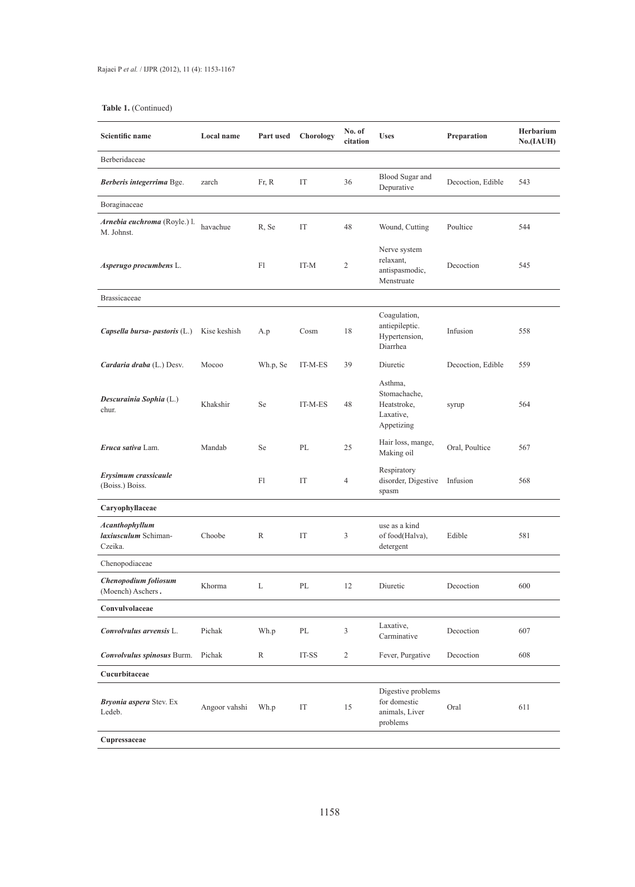**Table 1.** (Continued)

| Scientific name | Local name | Part used | Chorology | No. of citation | Uses | Preparation | Herbarium No.(IAUH) |
|---|---|---|---|---|---|---|---|
| Berberidaceae | | | | | | | |
| ***Berberis integerrima*** Bge. | zarch | Fr, R | IT | 36 | Blood Sugar and Depurative | Decoction, Edible | 543 |
| Boraginaceae | | | | | | | |
| ***Arnebia euchroma*** (Royle.) l. M. Johnst. | havachue | R, Se | IT | 48 | Wound, Cutting | Poultice | 544 |
| ***Asperugo procumbens*** L. | | Fl | IT-M | 2 | Nerve system relaxant, antispasmodic, Menstruate | Decoction | 545 |
| Brassicaceae | | | | | | | |
| ***Capsella bursa- pastoris*** (L.) | Kise keshish | A.p | Cosm | 18 | Coagulation, antiepileptic. Hypertension, Diarrhea | Infusion | 558 |
| ***Cardaria draba*** (L.) Desv. | Mocoo | Wh.p, Se | IT-M-ES | 39 | Diuretic | Decoction, Edible | 559 |
| ***Descurainia Sophia*** (L.) chur. | Khakshir | Se | IT-M-ES | 48 | Asthma, Stomachache, Heatstroke, Laxative, Appetizing | syrup | 564 |
| ***Eruca sativa*** Lam. | Mandab | Se | PL | 25 | Hair loss, mange, Making oil | Oral, Poultice | 567 |
| ***Erysimum crassicaule*** (Boiss.) Boiss. | | Fl | IT | 4 | Respiratory disorder, Digestive spasm | Infusion | 568 |
| **Caryophyllaceae** | | | | | | | |
| ***Acanthophyllum laxiusculum*** Schiman-Czeika. | Choobe | R | IT | 3 | use as a kind of food(Halva), detergent | Edible | 581 |
| Chenopodiaceae | | | | | | | |
| ***Chenopodium foliosum*** (Moench) Aschers. | Khorma | L | PL | 12 | Diuretic | Decoction | 600 |
| **Convulvolaceae** | | | | | | | |
| ***Convolvulus arvensis*** L. | Pichak | Wh.p | PL | 3 | Laxative, Carminative | Decoction | 607 |
| ***Convolvulus spinosus*** Burm. | Pichak | R | IT-SS | 2 | Fever, Purgative | Decoction | 608 |
| **Cucurbitaceae** | | | | | | | |
| ***Bryonia aspera*** Stev. Ex Ledeb. | Angoor vahshi | Wh.p | IT | 15 | Digestive problems for domestic animals, Liver problems | Oral | 611 |
| **Cupressaceae** | | | | | | | |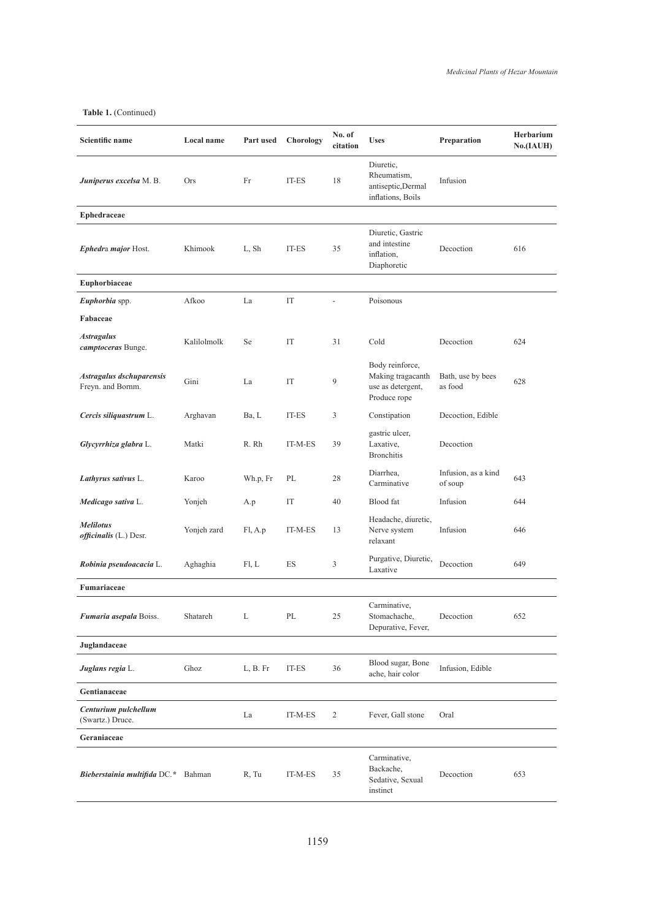**Table 1.** (Continued)

| Scientific name | Local name | Part used | Chorology | No. of citation | Uses | Preparation | Herbarium No.(IAUH) |
|---|---|---|---|---|---|---|---|
| ***Juniperus excelsa*** M. B. | Ors | Fr | IT-ES | 18 | Diuretic, Rheumatism, antiseptic,Dermal inflations, Boils | Infusion | |
| **Ephedraceae** | | | | | | | |
| ***Ephedra major*** Host. | Khimook | L, Sh | IT-ES | 35 | Diuretic, Gastric and intestine inflation, Diaphoretic | Decoction | 616 |
| **Euphorbiaceae** | | | | | | | |
| ***Euphorbia*** spp. | Afkoo | La | IT | - | Poisonous | | |
| **Fabaceae** | | | | | | | |
| ***Astragalus camptoceras*** Bunge. | Kalilolmolk | Se | IT | 31 | Cold | Decoction | 624 |
| ***Astragalus dschuparensis*** Freyn. and Bornm. | Gini | La | IT | 9 | Body reinforce, Making tragacanth use as detergent, Produce rope | Bath, use by bees as food | 628 |
| ***Cercis siliquastrum*** L. | Arghavan | Ba, L | IT-ES | 3 | Constipation | Decoction, Edible | |
| ***Glycyrrhiza glabra*** L. | Matki | R. Rh | IT-M-ES | 39 | gastric ulcer, Laxative, Bronchitis | Decoction | |
| ***Lathyrus sativus*** L. | Karoo | Wh.p, Fr | PL | 28 | Diarrhea, Carminative | Infusion, as a kind of soup | 643 |
| ***Medicago sativa*** L. | Yonjeh | A.p | IT | 40 | Blood fat | Infusion | 644 |
| ***Melilotus officinalis*** (L.) Desr. | Yonjeh zard | Fl, A.p | IT-M-ES | 13 | Headache, diuretic, Nerve system relaxant | Infusion | 646 |
| ***Robinia pseudoacacia*** L. | Aghaghia | Fl, L | ES | 3 | Purgative, Diuretic, Laxative | Decoction | 649 |
| **Fumariaceae** | | | | | | | |
| ***Fumaria asepala*** Boiss. | Shatareh | L | PL | 25 | Carminative, Stomachache, Depurative, Fever, | Decoction | 652 |
| **Juglandaceae** | | | | | | | |
| ***Juglans regia*** L. | Ghoz | L, B. Fr | IT-ES | 36 | Blood sugar, Bone ache, hair color | Infusion, Edible | |
| **Gentianaceae** | | | | | | | |
| ***Centurium pulchellum*** (Swartz.) Druce. | | La | IT-M-ES | 2 | Fever, Gall stone | Oral | |
| **Geraniaceae** | | | | | | | |
| ***Bieberstainia multifida*** DC.* | Bahman | R, Tu | IT-M-ES | 35 | Carminative, Backache, Sedative, Sexual instinct | Decoction | 653 |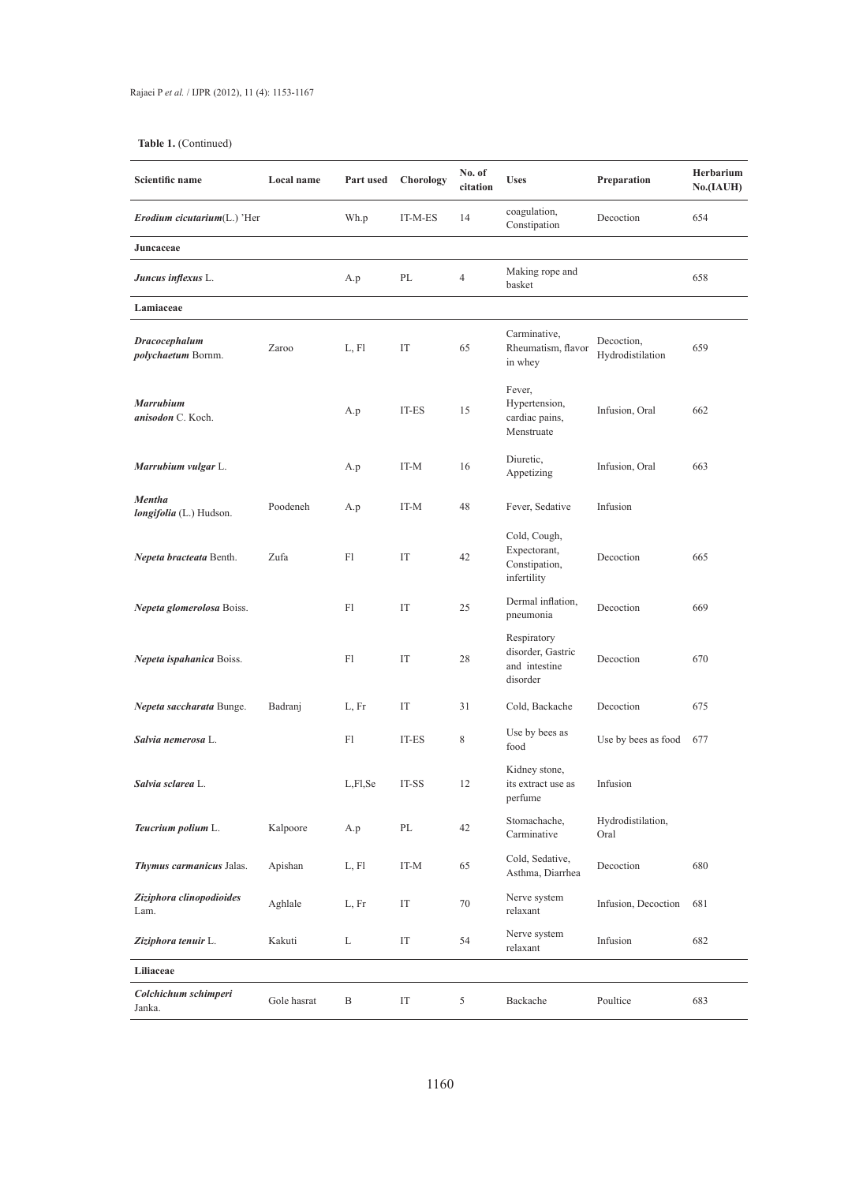**Table 1.** (Continued)

| Scientific name | Local name | Part used | Chorology | No. of citation | Uses | Preparation | Herbarium No.(IAUH) |
|---|---|---|---|---|---|---|---|
| ***Erodium cicutarium***(L.) 'Her | | Wh.p | IT-M-ES | 14 | coagulation, Constipation | Decoction | 654 |
| **Juncaceae** | | | | | | | |
| ***Juncus inflexus*** L. | | A.p | PL | 4 | Making rope and basket | | 658 |
| **Lamiaceae** | | | | | | | |
| ***Dracocephalum polychaetum*** Bornm. | Zaroo | L, Fl | IT | 65 | Carminative, Rheumatism, flavor in whey | Decoction, Hydrodistilation | 659 |
| ***Marrubium anisodon*** C. Koch. | | A.p | IT-ES | 15 | Fever, Hypertension, cardiac pains, Menstruate | Infusion, Oral | 662 |
| ***Marrubium vulgar*** L. | | A.p | IT-M | 16 | Diuretic, Appetizing | Infusion, Oral | 663 |
| ***Mentha longifolia*** (L.) Hudson. | Poodeneh | A.p | IT-M | 48 | Fever, Sedative | Infusion | |
| ***Nepeta bracteata*** Benth. | Zufa | Fl | IT | 42 | Cold, Cough, Expectorant, Constipation, infertility | Decoction | 665 |
| ***Nepeta glomerolosa*** Boiss. | | Fl | IT | 25 | Dermal inflation, pneumonia | Decoction | 669 |
| ***Nepeta ispahanica*** Boiss. | | Fl | IT | 28 | Respiratory disorder, Gastric and intestine disorder | Decoction | 670 |
| ***Nepeta saccharata*** Bunge. | Badranj | L, Fr | IT | 31 | Cold, Backache | Decoction | 675 |
| ***Salvia nemerosa*** L. | | Fl | IT-ES | 8 | Use by bees as food | Use by bees as food | 677 |
| ***Salvia sclarea*** L. | | L,Fl,Se | IT-SS | 12 | Kidney stone, its extract use as perfume | Infusion | |
| ***Teucrium polium*** L. | Kalpoore | A.p | PL | 42 | Stomachache, Carminative | Hydrodistilation, Oral | |
| ***Thymus carmanicus*** Jalas. | Apishan | L, Fl | IT-M | 65 | Cold, Sedative, Asthma, Diarrhea | Decoction | 680 |
| ***Ziziphora clinopodioides*** Lam. | Aghlale | L, Fr | IT | 70 | Nerve system relaxant | Infusion, Decoction | 681 |
| ***Ziziphora tenuir*** L. | Kakuti | L | IT | 54 | Nerve system relaxant | Infusion | 682 |
| **Liliaceae** | | | | | | | |
| ***Colchichum schimperi*** Janka. | Gole hasrat | B | IT | 5 | Backache | Poultice | 683 |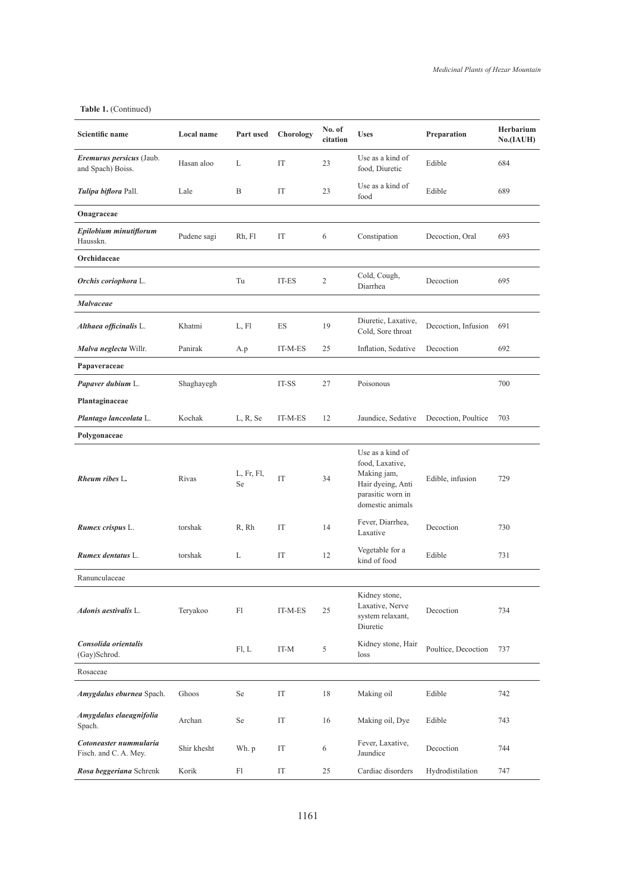**Table 1.** (Continued)

| Scientific name | Local name | Part used | Chorology | No. of citation | Uses | Preparation | Herbarium No.(IAUH) |
|---|---|---|---|---|---|---|---|
| ***Eremurus persicus*** (Jaub. and Spach) Boiss. | Hasan aloo | L | IT | 23 | Use as a kind of food, Diuretic | Edible | 684 |
| ***Tulipa biflora*** Pall. | Lale | B | IT | 23 | Use as a kind of food | Edible | 689 |
| **Onagraceae** | | | | | | | |
| ***Epilobium minutiflorum*** Hausskn. | Pudene sagi | Rh, Fl | IT | 6 | Constipation | Decoction, Oral | 693 |
| **Orchidaceae** | | | | | | | |
| ***Orchis coriophora*** L. | | Tu | IT-ES | 2 | Cold, Cough, Diarrhea | Decoction | 695 |
| ***Malvaceae*** | | | | | | | |
| ***Althaea officinalis*** L. | Khatmi | L, Fl | ES | 19 | Diuretic, Laxative, Cold, Sore throat | Decoction, Infusion | 691 |
| ***Malva neglecta*** Willr. | Panirak | A.p | IT-M-ES | 25 | Inflation, Sedative | Decoction | 692 |
| **Papaveraceae** | | | | | | | |
| ***Papaver dubium*** L. | Shaghayegh | | IT-SS | 27 | Poisonous | | 700 |
| **Plantaginaceae** | | | | | | | |
| ***Plantago lanceolata*** L. | Kochak | L, R, Se | IT-M-ES | 12 | Jaundice, Sedative | Decoction, Poultice | 703 |
| **Polygonaceae** | | | | | | | |
| ***Rheum ribes*** **L.** | Rivas | L, Fr, Fl, Se | IT | 34 | Use as a kind of food, Laxative, Making jam, Hair dyeing, Anti parasitic worn in domestic animals | Edible, infusion | 729 |
| ***Rumex crispus*** L. | torshak | R, Rh | IT | 14 | Fever, Diarrhea, Laxative | Decoction | 730 |
| ***Rumex dentatus*** L. | torshak | L | IT | 12 | Vegetable for a kind of food | Edible | 731 |
| Ranunculaceae | | | | | | | |
| ***Adonis aestivalis*** L. | Teryakoo | Fl | IT-M-ES | 25 | Kidney stone, Laxative, Nerve system relaxant, Diuretic | Decoction | 734 |
| ***Consolida orientalis*** (Gay)Schrod. | | Fl, L | IT-M | 5 | Kidney stone, Hair loss | Poultice, Decoction | 737 |
| Rosaceae | | | | | | | |
| ***Amygdalus eburnea*** Spach. | Ghoos | Se | IT | 18 | Making oil | Edible | 742 |
| ***Amygdalus elaeagnifolia*** Spach. | Archan | Se | IT | 16 | Making oil, Dye | Edible | 743 |
| ***Cotoneaster nummularia*** Fisch. and C. A. Mey. | Shir khesht | Wh. p | IT | 6 | Fever, Laxative, Jaundice | Decoction | 744 |
| ***Rosa beggeriana*** Schrenk | Korik | Fl | IT | 25 | Cardiac disorders | Hydrodistilation | 747 |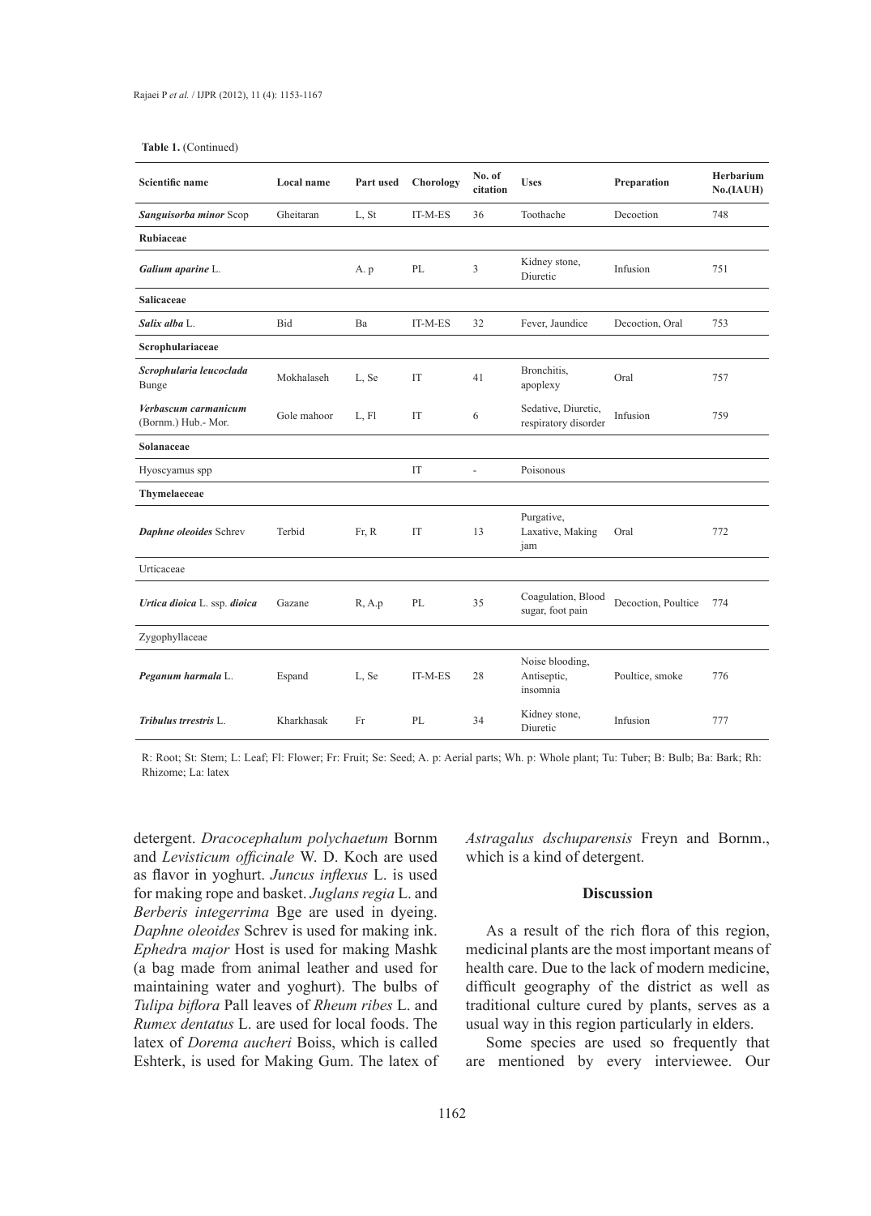**Table 1.** (Continued)

| Scientific name | Local name | Part used | Chorology | No. of citation | Uses | Preparation | Herbarium No.(IAUH) |
|---|---|---|---|---|---|---|---|
| ***Sanguisorba minor*** Scop | Gheitaran | L, St | IT-M-ES | 36 | Toothache | Decoction | 748 |
| **Rubiaceae** | | | | | | | |
| ***Galium aparine*** L. | | A. p | PL | 3 | Kidney stone, Diuretic | Infusion | 751 |
| **Salicaceae** | | | | | | | |
| ***Salix alba*** L. | Bid | Ba | IT-M-ES | 32 | Fever, Jaundice | Decoction, Oral | 753 |
| **Scrophulariaceae** | | | | | | | |
| ***Scrophularia leucoclada*** Bunge | Mokhalaseh | L, Se | IT | 41 | Bronchitis, apoplexy | Oral | 757 |
| ***Verbascum carmanicum*** (Bornm.) Hub.- Mor. | Gole mahoor | L, Fl | IT | 6 | Sedative, Diuretic, respiratory disorder | Infusion | 759 |
| **Solanaceae** | | | | | | | |
| Hyoscyamus spp | | | IT | - | Poisonous | | |
| **Thymelaeceae** | | | | | | | |
| ***Daphne oleoides*** Schrev | Terbid | Fr, R | IT | 13 | Purgative, Laxative, Making jam | Oral | 772 |
| Urticaceae | | | | | | | |
| ***Urtica dioica*** L. ssp. ***dioica*** | Gazane | R, A.p | PL | 35 | Coagulation, Blood sugar, foot pain | Decoction, Poultice | 774 |
| Zygophyllaceae | | | | | | | |
| ***Peganum harmala*** L. | Espand | L, Se | IT-M-ES | 28 | Noise blooding, Antiseptic, insomnia | Poultice, smoke | 776 |
| ***Tribulus trrestris*** L. | Kharkhasak | Fr | PL | 34 | Kidney stone, Diuretic | Infusion | 777 |

R: Root; St: Stem; L: Leaf; Fl: Flower; Fr: Fruit; Se: Seed; A. p: Aerial parts; Wh. p: Whole plant; Tu: Tuber; B: Bulb; Ba: Bark; Rh: Rhizome; La: latex

detergent. *Dracocephalum polychaetum* Bornm and *Levisticum officinale* W. D. Koch are used as flavor in yoghurt. *Juncus inflexus* L. is used for making rope and basket. *Juglans regia* L. and *Berberis integerrima* Bge are used in dyeing. *Daphne oleoides* Schrev is used for making ink. *Ephedra major* Host is used for making Mashk (a bag made from animal leather and used for maintaining water and yoghurt). The bulbs of *Tulipa biflora* Pall leaves of *Rheum ribes* L. and *Rumex dentatus* L. are used for local foods. The latex of *Dorema aucheri* Boiss, which is called Eshterk, is used for Making Gum. The latex of *Astragalus dschuparensis* Freyn and Bornm., which is a kind of detergent.

## Discussion

As a result of the rich flora of this region, medicinal plants are the most important means of health care. Due to the lack of modern medicine, difficult geography of the district as well as traditional culture cured by plants, serves as a usual way in this region particularly in elders.

Some species are used so frequently that are mentioned by every interviewee. Our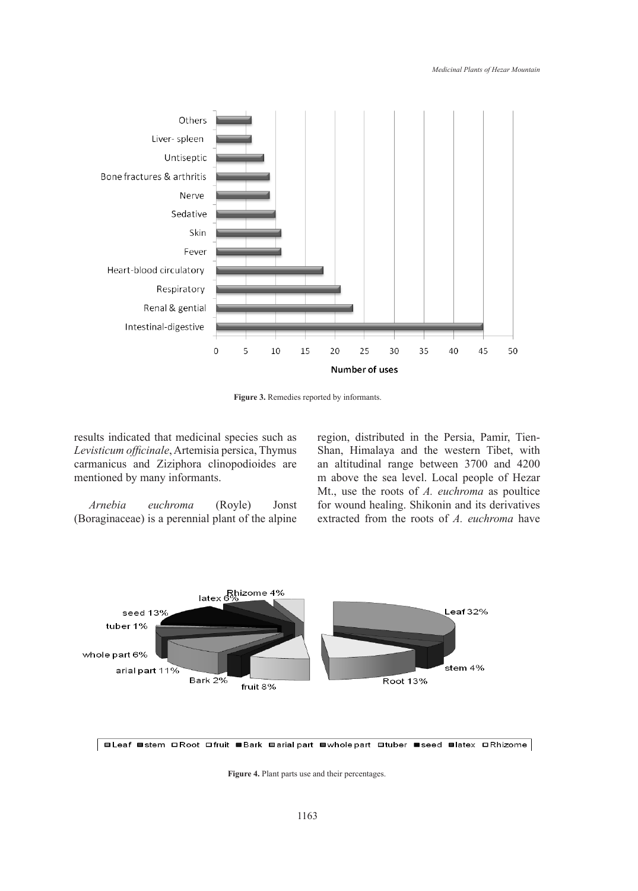**Figure 3.** Remedies reported by informants.

results indicated that medicinal species such as *Levisticum officinale*, Artemisia persica, Thymus carmanicus and Ziziphora clinopodioides are mentioned by many informants.

*Arnebia euchroma* (Royle) Jonst (Boraginaceae) is a perennial plant of the alpine region, distributed in the Persia, Pamir, Tien-Shan, Himalaya and the western Tibet, with an altitudinal range between 3700 and 4200 m above the sea level. Local people of Hezar Mt., use the roots of *A. euchroma* as poultice for wound healing. Shikonin and its derivatives extracted from the roots of *A. euchroma* have

**Figure 4.** Plant parts use and their percentages.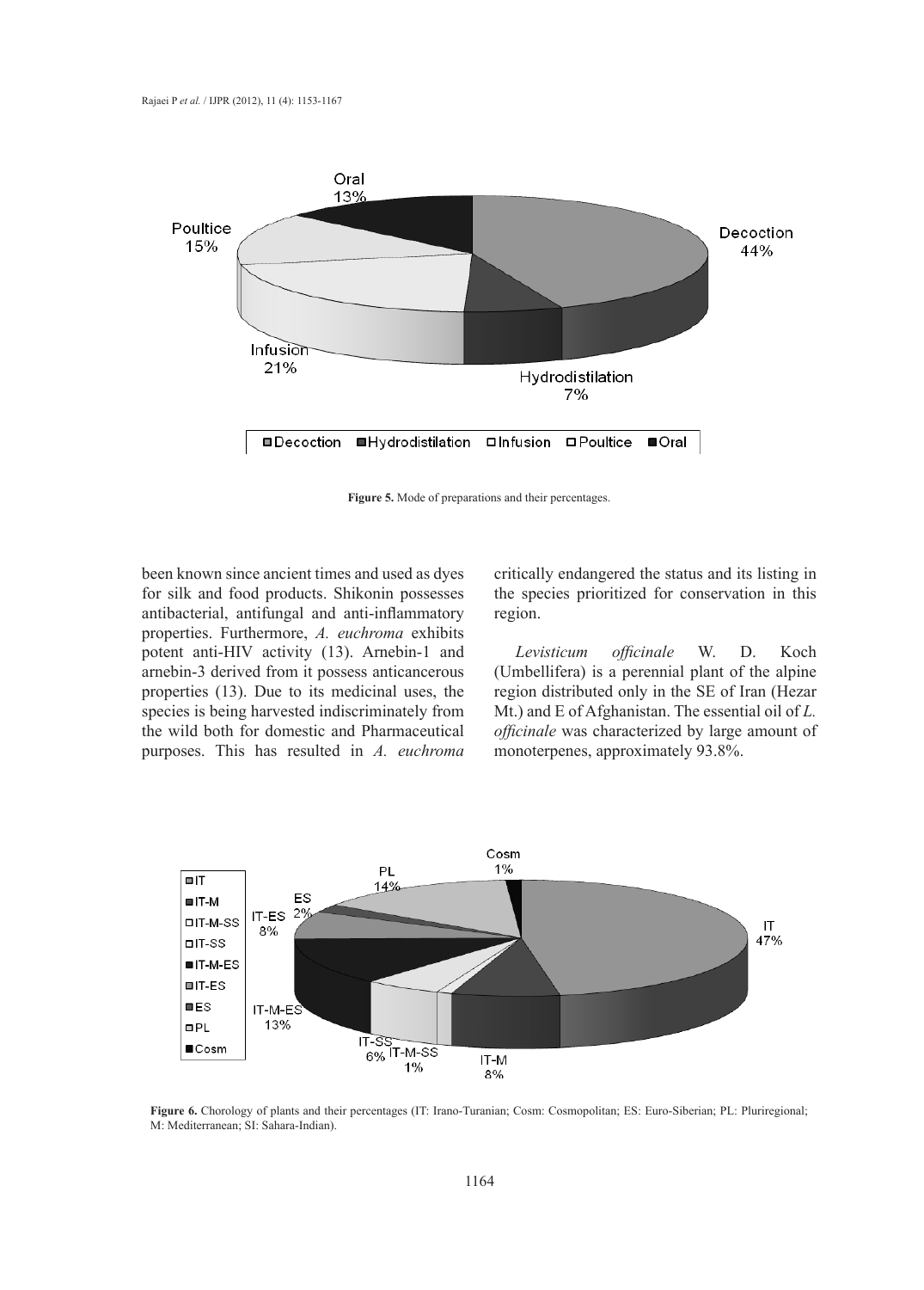**Figure 5.** Mode of preparations and their percentages.

been known since ancient times and used as dyes for silk and food products. Shikonin possesses antibacterial, antifungal and anti-inflammatory properties. Furthermore, *A. euchroma* exhibits potent anti-HIV activity (13). Arnebin-1 and arnebin-3 derived from it possess anticancerous properties (13). Due to its medicinal uses, the species is being harvested indiscriminately from the wild both for domestic and Pharmaceutical purposes. This has resulted in *A. euchroma* critically endangered the status and its listing in the species prioritized for conservation in this region.

*Levisticum officinale* W. D. Koch (Umbellifera) is a perennial plant of the alpine region distributed only in the SE of Iran (Hezar Mt.) and E of Afghanistan. The essential oil of *L. officinale* was characterized by large amount of monoterpenes, approximately 93.8%.

**Figure 6.** Chorology of plants and their percentages (IT: Irano-Turanian; Cosm: Cosmopolitan; ES: Euro-Siberian; PL: Pluriregional; M: Mediterranean; SI: Sahara-Indian).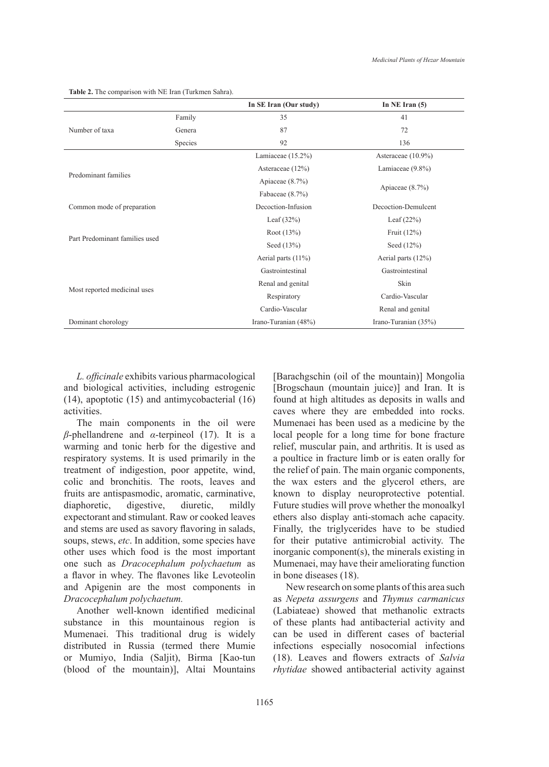**Table 2.** The comparison with NE Iran (Turkmen Sahra).

| | | In SE Iran (Our study) | In NE Iran (5) |
|---|---|---|---|
| Number of taxa | Family | 35 | 41 |
| | Genera | 87 | 72 |
| | Species | 92 | 136 |
| Predominant families | | Lamiaceae (15.2%) | Asteraceae (10.9%) |
| | | Asteraceae (12%) | Lamiaceae (9.8%) |
| | | Apiaceae (8.7%) | Apiaceae (8.7%) |
| | | Fabaceae (8.7%) | |
| Common mode of preparation | | Decoction-Infusion | Decoction-Demulcent |
| Part Predominant families used | | Leaf (32%) | Leaf (22%) |
| | | Root (13%) | Fruit (12%) |
| | | Seed (13%) | Seed (12%) |
| | | Aerial parts (11%) | Aerial parts (12%) |
| Most reported medicinal uses | | Gastrointestinal | Gastrointestinal |
| | | Renal and genital | Skin |
| | | Respiratory | Cardio-Vascular |
| | | Cardio-Vascular | Renal and genital |
| Dominant chorology | | Irano-Turanian (48%) | Irano-Turanian (35%) |

*L. officinale* exhibits various pharmacological and biological activities, including estrogenic (14), apoptotic (15) and antimycobacterial (16) activities.

The main components in the oil were *β*-phellandrene and *α*-terpineol (17). It is a warming and tonic herb for the digestive and respiratory systems. It is used primarily in the treatment of indigestion, poor appetite, wind, colic and bronchitis. The roots, leaves and fruits are antispasmodic, aromatic, carminative, diaphoretic, digestive, diuretic, mildly expectorant and stimulant. Raw or cooked leaves and stems are used as savory flavoring in salads, soups, stews, *etc*. In addition, some species have other uses which food is the most important one such as *Dracocephalum polychaetum* as a flavor in whey. The flavones like Levoteolin and Apigenin are the most components in *Dracocephalum polychaetum.*

Another well-known identified medicinal substance in this mountainous region is Mumenaei. This traditional drug is widely distributed in Russia (termed there Mumie or Mumiyo, India (Saljit), Birma [Kao-tun (blood of the mountain)], Altai Mountains [Barachgschin (oil of the mountain)] Mongolia [Brogschaun (mountain juice)] and Iran. It is found at high altitudes as deposits in walls and caves where they are embedded into rocks. Mumenaei has been used as a medicine by the local people for a long time for bone fracture relief, muscular pain, and arthritis. It is used as a poultice in fracture limb or is eaten orally for the relief of pain. The main organic components, the wax esters and the glycerol ethers, are known to display neuroprotective potential. Future studies will prove whether the monoalkyl ethers also display anti-stomach ache capacity. Finally, the triglycerides have to be studied for their putative antimicrobial activity. The inorganic component(s), the minerals existing in Mumenaei, may have their ameliorating function in bone diseases (18).

New research on some plants of this area such as *Nepeta assurgens* and *Thymus carmanicus* (Labiateae) showed that methanolic extracts of these plants had antibacterial activity and can be used in different cases of bacterial infections especially nosocomial infections (18). Leaves and flowers extracts of *Salvia rhytidae* showed antibacterial activity against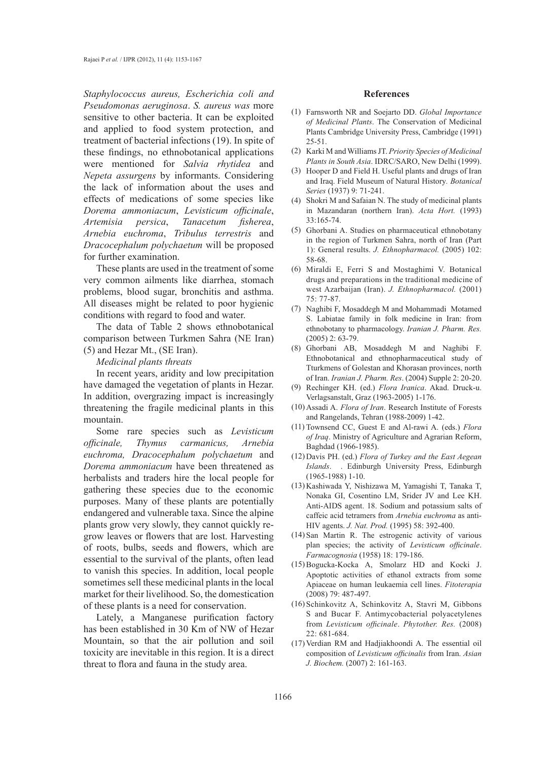*Staphylococcus aureus, Escherichia coli and Pseudomonas aeruginosa*. *S. aureus was* more sensitive to other bacteria. It can be exploited and applied to food system protection, and treatment of bacterial infections (19). In spite of these findings, no ethnobotanical applications were mentioned for *Salvia rhytidea* and *Nepeta assurgens* by informants. Considering the lack of information about the uses and effects of medications of some species like *Dorema ammoniacum*, *Levisticum officinale*, *Artemisia persica*, *Tanacetum fisherea*, *Arnebia euchroma*, *Tribulus terrestris* and *Dracocephalum polychaetum* will be proposed for further examination.

These plants are used in the treatment of some very common ailments like diarrhea, stomach problems, blood sugar, bronchitis and asthma. All diseases might be related to poor hygienic conditions with regard to food and water.

The data of Table 2 shows ethnobotanical comparison between Turkmen Sahra (NE Iran) (5) and Hezar Mt., (SE Iran).

*Medicinal plants threats*

In recent years, aridity and low precipitation have damaged the vegetation of plants in Hezar. In addition, overgrazing impact is increasingly threatening the fragile medicinal plants in this mountain.

Some rare species such as *Levisticum officinale, Thymus carmanicus, Arnebia euchroma, Dracocephalum polychaetum* and *Dorema ammoniacum* have been threatened as herbalists and traders hire the local people for gathering these species due to the economic purposes. Many of these plants are potentially endangered and vulnerable taxa. Since the alpine plants grow very slowly, they cannot quickly re-grow leaves or flowers that are lost. Harvesting of roots, bulbs, seeds and flowers, which are essential to the survival of the plants, often lead to vanish this species. In addition, local people sometimes sell these medicinal plants in the local market for their livelihood. So, the domestication of these plants is a need for conservation.

Lately, a Manganese purification factory has been established in 30 Km of NW of Hezar Mountain, so that the air pollution and soil toxicity are inevitable in this region. It is a direct threat to flora and fauna in the study area.

## References

(1) Farnsworth NR and Soejarto DD. *Global Importance of Medicinal Plants*. The Conservation of Medicinal Plants Cambridge University Press, Cambridge (1991) 25-51.

(2) Karki M and Williams JT. *Priority Species of Medicinal Plants in South Asia*. IDRC/SARO, New Delhi (1999).

(3) Hooper D and Field H. Useful plants and drugs of Iran and Iraq. Field Museum of Natural History. *Botanical Series* (1937) 9: 71-241.

(4) Shokri M and Safaian N. The study of medicinal plants in Mazandaran (northern Iran). *Acta Hort.* (1993) 33:165-74.

(5) Ghorbani A. Studies on pharmaceutical ethnobotany in the region of Turkmen Sahra, north of Iran (Part 1): General results. *J. Ethnopharmacol.* (2005) 102: 58-68.

(6) Miraldi E, Ferri S and Mostaghimi V. Botanical drugs and preparations in the traditional medicine of west Azarbaijan (Iran). *J. Ethnopharmacol.* (2001) 75: 77-87.

(7) Naghibi F, Mosaddegh M and Mohammadi Motamed S. Labiatae family in folk medicine in Iran: from ethnobotany to pharmacology. *Iranian J. Pharm. Res.* (2005) 2: 63-79.

(8) Ghorbani AB, Mosaddegh M and Naghibi F. Ethnobotanical and ethnopharmaceutical study of Tturkmens of Golestan and Khorasan provinces, north of Iran. *Iranian J. Pharm. Res*. (2004) Supple 2: 20-20.

(9) Rechinger KH. (ed.) *Flora Iranica*. Akad. Druck-u. Verlagsanstalt, Graz (1963-2005) 1-176.

(10) Assadi A. *Flora of Iran*. Research Institute of Forests and Rangelands, Tehran (1988-2009) 1-42.

(11) Townsend CC, Guest E and Al-rawi A. (eds.) *Flora of Iraq*. Ministry of Agriculture and Agrarian Reform, Baghdad (1966-1985).

(12) Davis PH. (ed.) *Flora of Turkey and the East Aegean Islands*. . Edinburgh University Press, Edinburgh (1965-1988) 1-10.

(13) Kashiwada Y, Nishizawa M, Yamagishi T, Tanaka T, Nonaka GI, Cosentino LM, Srider JV and Lee KH. Anti-AIDS agent. 18. Sodium and potassium salts of caffeic acid tetramers from *Arnebia euchroma* as anti-HIV agents. *J. Nat. Prod.* (1995) 58: 392-400.

(14) San Martin R. The estrogenic activity of various plan species; the activity of *Levisticum officinale*. *Farmacognosia* (1958) 18: 179-186.

(15) Bogucka-Kocka A, Smolarz HD and Kocki J. Apoptotic activities of ethanol extracts from some Apiaceae on human leukaemia cell lines. *Fitoterapia* (2008) 79: 487-497.

(16) Schinkovitz A, Schinkovitz A, Stavri M, Gibbons S and Bucar F. Antimycobacterial polyacetylenes from *Levisticum officinale*. *Phytother. Res.* (2008) 22: 681-684.

(17) Verdian RM and Hadjiakhoondi A. The essential oil composition of *Levisticum officinalis* from Iran. *Asian J. Biochem.* (2007) 2: 161-163.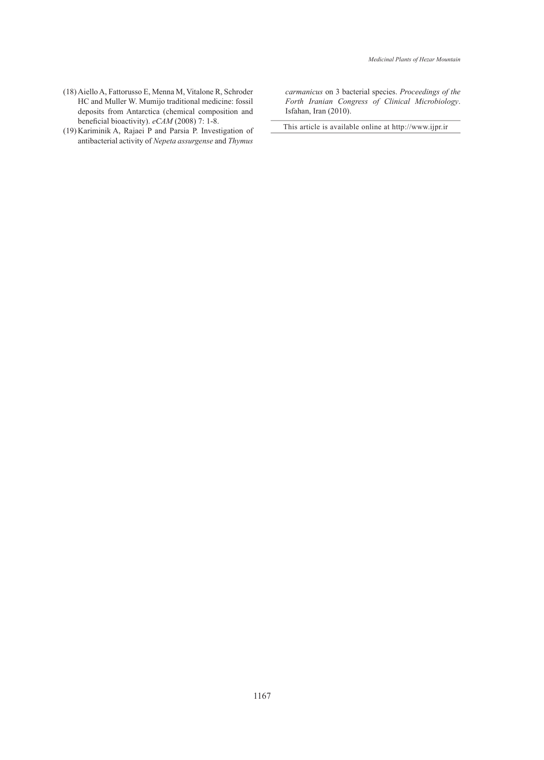(18) Aiello A, Fattorusso E, Menna M, Vitalone R, Schroder HC and Muller W. Mumijo traditional medicine: fossil deposits from Antarctica (chemical composition and beneficial bioactivity). *eCAM* (2008) 7: 1-8.

(19) Kariminik A, Rajaei P and Parsia P. Investigation of antibacterial activity of *Nepeta assurgense* and *Thymus carmanicus* on 3 bacterial species. *Proceedings of the Forth Iranian Congress of Clinical Microbiology*. Isfahan, Iran (2010).

This article is available online at http://www.ijpr.ir